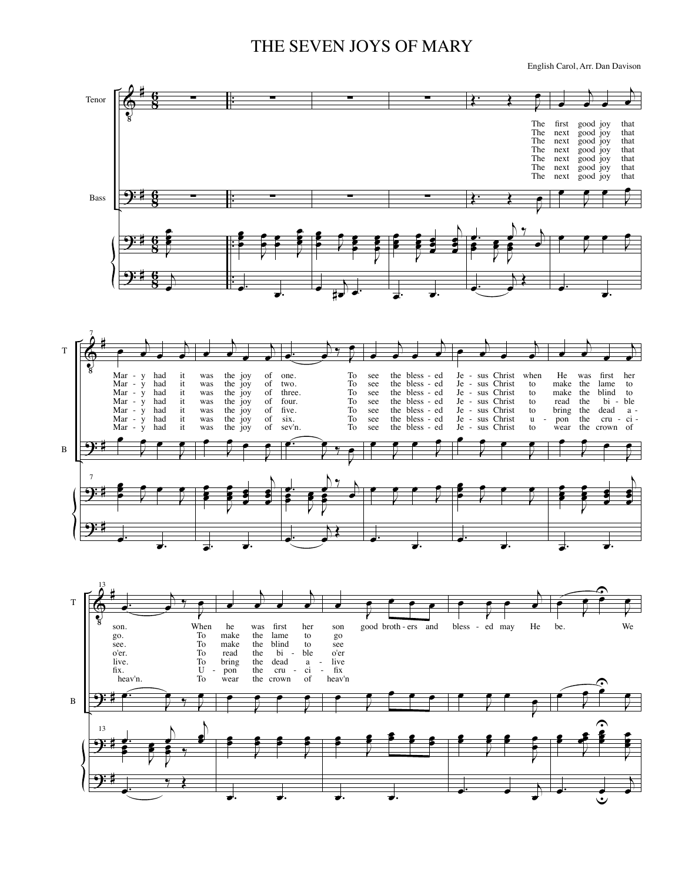# THE SEVEN JOYS OF MARY

English Carol, Arr. Dan Davison

Tenor

Bass

The first good joy that Mar - y had it was the joy of one. To see the bless - ed Je - sus Christ when He was first her son. When he was first her son good broth - ers and bless - ed may He be. We

The next good joy that Mar - y had it was the joy of two. To see the bless - ed Je - sus Christ to make the lame to go. To make the lame to go

The next good joy that Mar - y had it was the joy of three. To see the bless - ed Je - sus Christ to make the blind to see. To make the blind to see

The next good joy that Mar - y had it was the joy of four. To see the bless - ed Je - sus Christ to read the bi - ble o'er. To read the bi - ble o'er

The next good joy that Mar - y had it was the joy of five. To see the bless - ed Je - sus Christ to bring the dead a - live. To bring the dead a - live

The next good joy that Mar - y had it was the joy of six. To see the bless - ed Je - sus Christ u - pon the cru - ci - fix. U - pon the cru - ci - fix

The next good joy that Mar - y had it was the joy of sev'n. To see the bless - ed Je - sus Christ to wear the crown of heav'n. To wear the crown of heav'n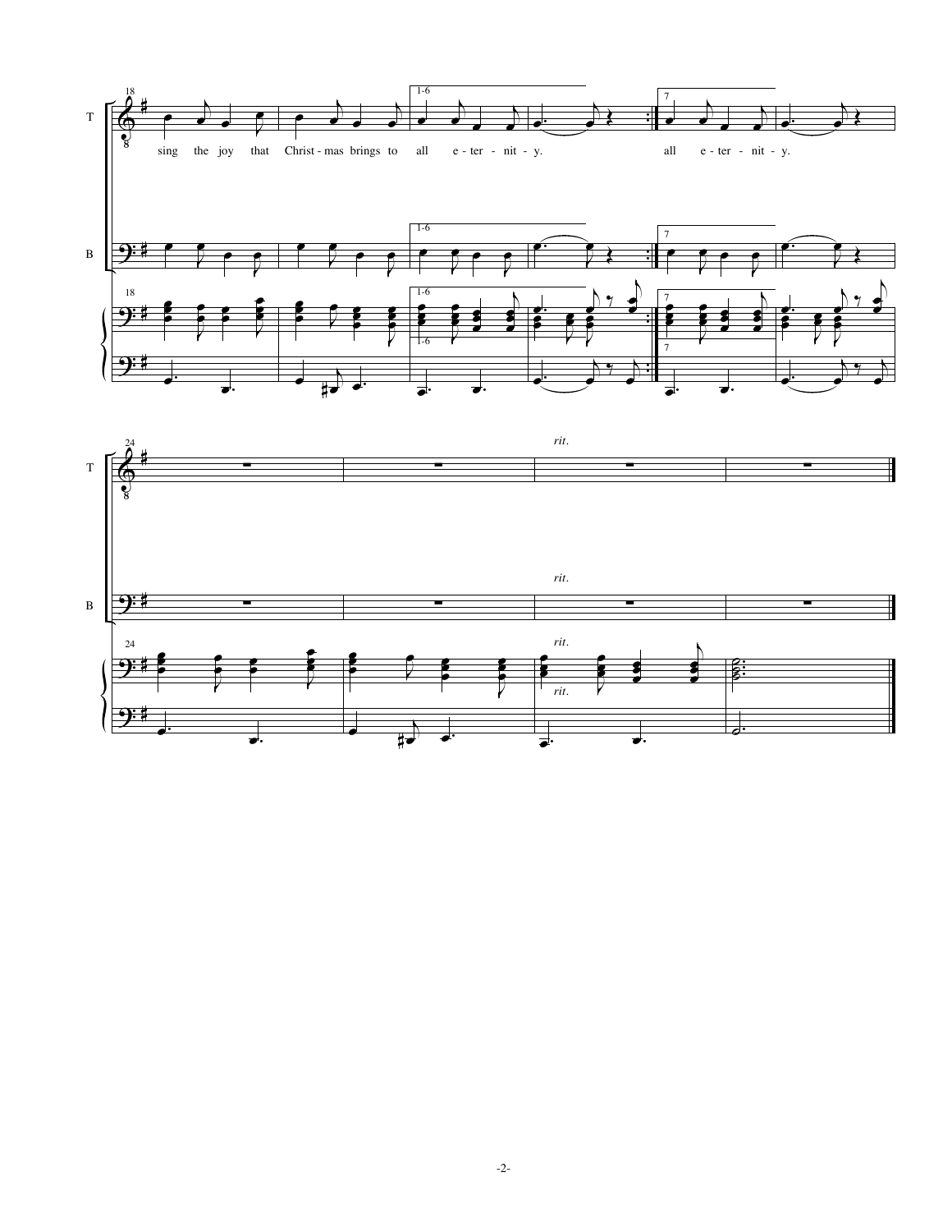18

T

sing the joy that Christ - mas brings to all e - ter - nit - y. all e - ter - nit - y.

1-6

7

B

24

*rit.*